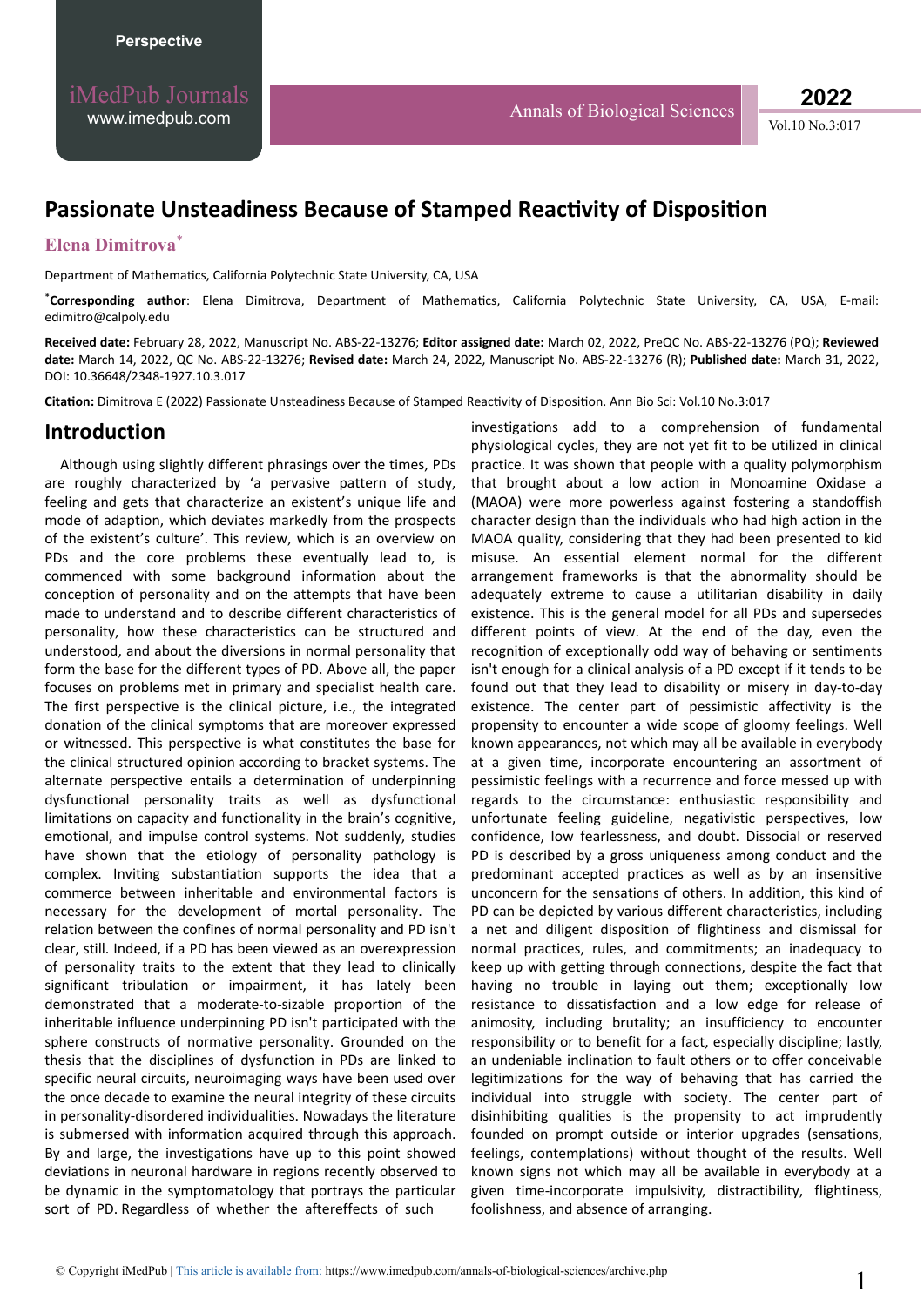# Passionate Unsteadiness Because of Stamped Reactivity of Disposition

**Elena Dimitrova***

Department of Mathematics, California Polytechnic State University, CA, USA

***Corresponding author**: Elena Dimitrova, Department of Mathematics, California Polytechnic State University, CA, USA, E-mail: edimitro@calpoly.edu

**Received date:** February 28, 2022, Manuscript No. ABS-22-13276; **Editor assigned date:** March 02, 2022, PreQC No. ABS-22-13276 (PQ); **Reviewed date:** March 14, 2022, QC No. ABS-22-13276; **Revised date:** March 24, 2022, Manuscript No. ABS-22-13276 (R); **Published date:** March 31, 2022, DOI: 10.36648/2348-1927.10.3.017

**Citation:** Dimitrova E (2022) Passionate Unsteadiness Because of Stamped Reactivity of Disposition. Ann Bio Sci: Vol.10 No.3:017

## Introduction

Although using slightly different phrasings over the times, PDs are roughly characterized by 'a pervasive pattern of study, feeling and gets that characterize an existent's unique life and mode of adaption, which deviates markedly from the prospects of the existent's culture'. This review, which is an overview on PDs and the core problems these eventually lead to, is commenced with some background information about the conception of personality and on the attempts that have been made to understand and to describe different characteristics of personality, how these characteristics can be structured and understood, and about the diversions in normal personality that form the base for the different types of PD. Above all, the paper focuses on problems met in primary and specialist health care. The first perspective is the clinical picture, i.e., the integrated donation of the clinical symptoms that are moreover expressed or witnessed. This perspective is what constitutes the base for the clinical structured opinion according to bracket systems. The alternate perspective entails a determination of underpinning dysfunctional personality traits as well as dysfunctional limitations on capacity and functionality in the brain's cognitive, emotional, and impulse control systems. Not suddenly, studies have shown that the etiology of personality pathology is complex. Inviting substantiation supports the idea that a commerce between inheritable and environmental factors is necessary for the development of mortal personality. The relation between the confines of normal personality and PD isn't clear, still. Indeed, if a PD has been viewed as an overexpression of personality traits to the extent that they lead to clinically significant tribulation or impairment, it has lately been demonstrated that a moderate-to-sizable proportion of the inheritable influence underpinning PD isn't participated with the sphere constructs of normative personality. Grounded on the thesis that the disciplines of dysfunction in PDs are linked to specific neural circuits, neuroimaging ways have been used over the once decade to examine the neural integrity of these circuits in personality-disordered individualities. Nowadays the literature is submersed with information acquired through this approach. By and large, the investigations have up to this point showed deviations in neuronal hardware in regions recently observed to be dynamic in the symptomatology that portrays the particular sort of PD. Regardless of whether the aftereffects of such investigations add to a comprehension of fundamental physiological cycles, they are not yet fit to be utilized in clinical practice. It was shown that people with a quality polymorphism that brought about a low action in Monoamine Oxidase a (MAOA) were more powerless against fostering a standoffish character design than the individuals who had high action in the MAOA quality, considering that they had been presented to kid misuse. An essential element normal for the different arrangement frameworks is that the abnormality should be adequately extreme to cause a utilitarian disability in daily existence. This is the general model for all PDs and supersedes different points of view. At the end of the day, even the recognition of exceptionally odd way of behaving or sentiments isn't enough for a clinical analysis of a PD except if it tends to be found out that they lead to disability or misery in day-to-day existence. The center part of pessimistic affectivity is the propensity to encounter a wide scope of gloomy feelings. Well known appearances, not which may all be available in everybody at a given time, incorporate encountering an assortment of pessimistic feelings with a recurrence and force messed up with regards to the circumstance: enthusiastic responsibility and unfortunate feeling guideline, negativistic perspectives, low confidence, low fearlessness, and doubt. Dissocial or reserved PD is described by a gross uniqueness among conduct and the predominant accepted practices as well as by an insensitive unconcern for the sensations of others. In addition, this kind of PD can be depicted by various different characteristics, including a net and diligent disposition of flightiness and dismissal for normal practices, rules, and commitments; an inadequacy to keep up with getting through connections, despite the fact that having no trouble in laying out them; exceptionally low resistance to dissatisfaction and a low edge for release of animosity, including brutality; an insufficiency to encounter responsibility or to benefit for a fact, especially discipline; lastly, an undeniable inclination to fault others or to offer conceivable legitimizations for the way of behaving that has carried the individual into struggle with society. The center part of disinhibiting qualities is the propensity to act imprudently founded on prompt outside or interior upgrades (sensations, feelings, contemplations) without thought of the results. Well known signs not which may all be available in everybody at a given time-incorporate impulsivity, distractibility, flightiness, foolishness, and absence of arranging.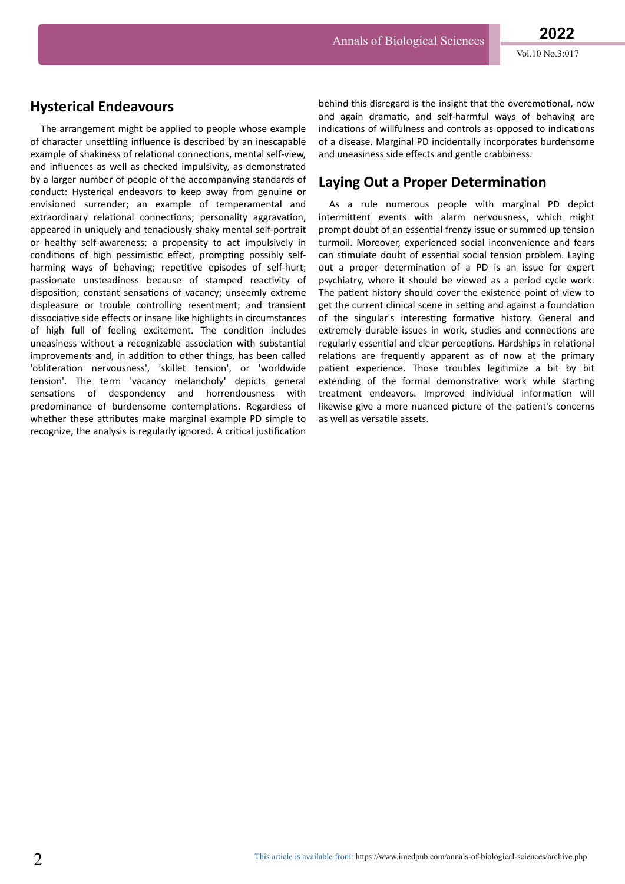## Hysterical Endeavours

The arrangement might be applied to people whose example of character unsettling influence is described by an inescapable example of shakiness of relational connections, mental self-view, and influences as well as checked impulsivity, as demonstrated by a larger number of people of the accompanying standards of conduct: Hysterical endeavors to keep away from genuine or envisioned surrender; an example of temperamental and extraordinary relational connections; personality aggravation, appeared in uniquely and tenaciously shaky mental self-portrait or healthy self-awareness; a propensity to act impulsively in conditions of high pessimistic effect, prompting possibly self-harming ways of behaving; repetitive episodes of self-hurt; passionate unsteadiness because of stamped reactivity of disposition; constant sensations of vacancy; unseemly extreme displeasure or trouble controlling resentment; and transient dissociative side effects or insane like highlights in circumstances of high full of feeling excitement. The condition includes uneasiness without a recognizable association with substantial improvements and, in addition to other things, has been called 'obliteration nervousness', 'skillet tension', or 'worldwide tension'. The term 'vacancy melancholy' depicts general sensations of despondency and horrendousness with predominance of burdensome contemplations. Regardless of whether these attributes make marginal example PD simple to recognize, the analysis is regularly ignored. A critical justification behind this disregard is the insight that the overemotional, now and again dramatic, and self-harmful ways of behaving are indications of willfulness and controls as opposed to indications of a disease. Marginal PD incidentally incorporates burdensome and uneasiness side effects and gentle crabbiness.

## Laying Out a Proper Determination

As a rule numerous people with marginal PD depict intermittent events with alarm nervousness, which might prompt doubt of an essential frenzy issue or summed up tension turmoil. Moreover, experienced social inconvenience and fears can stimulate doubt of essential social tension problem. Laying out a proper determination of a PD is an issue for expert psychiatry, where it should be viewed as a period cycle work. The patient history should cover the existence point of view to get the current clinical scene in setting and against a foundation of the singular's interesting formative history. General and extremely durable issues in work, studies and connections are regularly essential and clear perceptions. Hardships in relational relations are frequently apparent as of now at the primary patient experience. Those troubles legitimize a bit by bit extending of the formal demonstrative work while starting treatment endeavors. Improved individual information will likewise give a more nuanced picture of the patient's concerns as well as versatile assets.